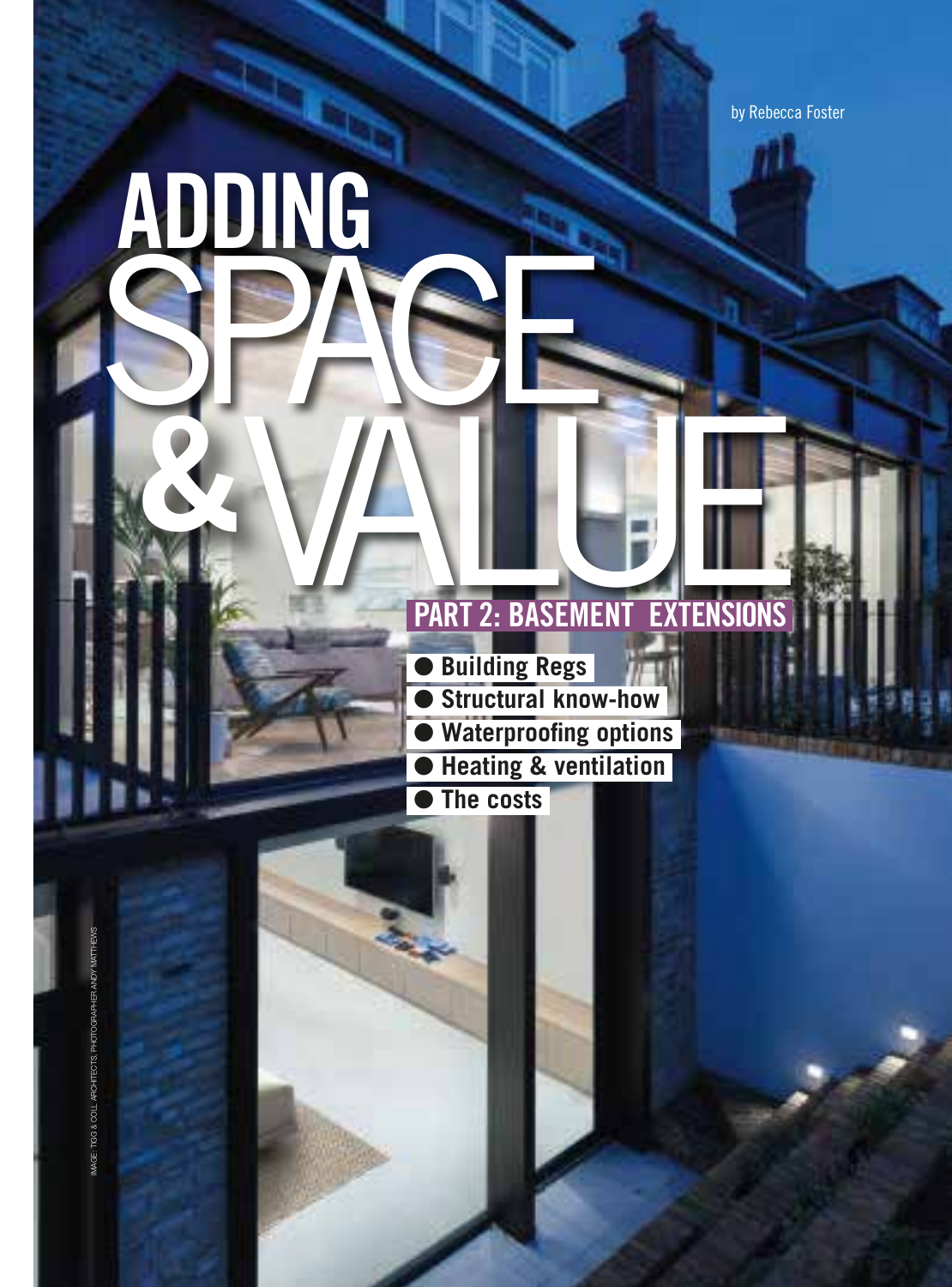by Rebecca Foster

# ADDING SPACE & VALUE

## PART 2: BASEMENT EXTENSIONS

- Building Regs
- Structural know-how
- Waterproofing options
- Heating & ventilation
- The costs

IMAGE: TGG & COLL ARCHITECTS. PHOTOGRAPHER ANDY MATTHEWS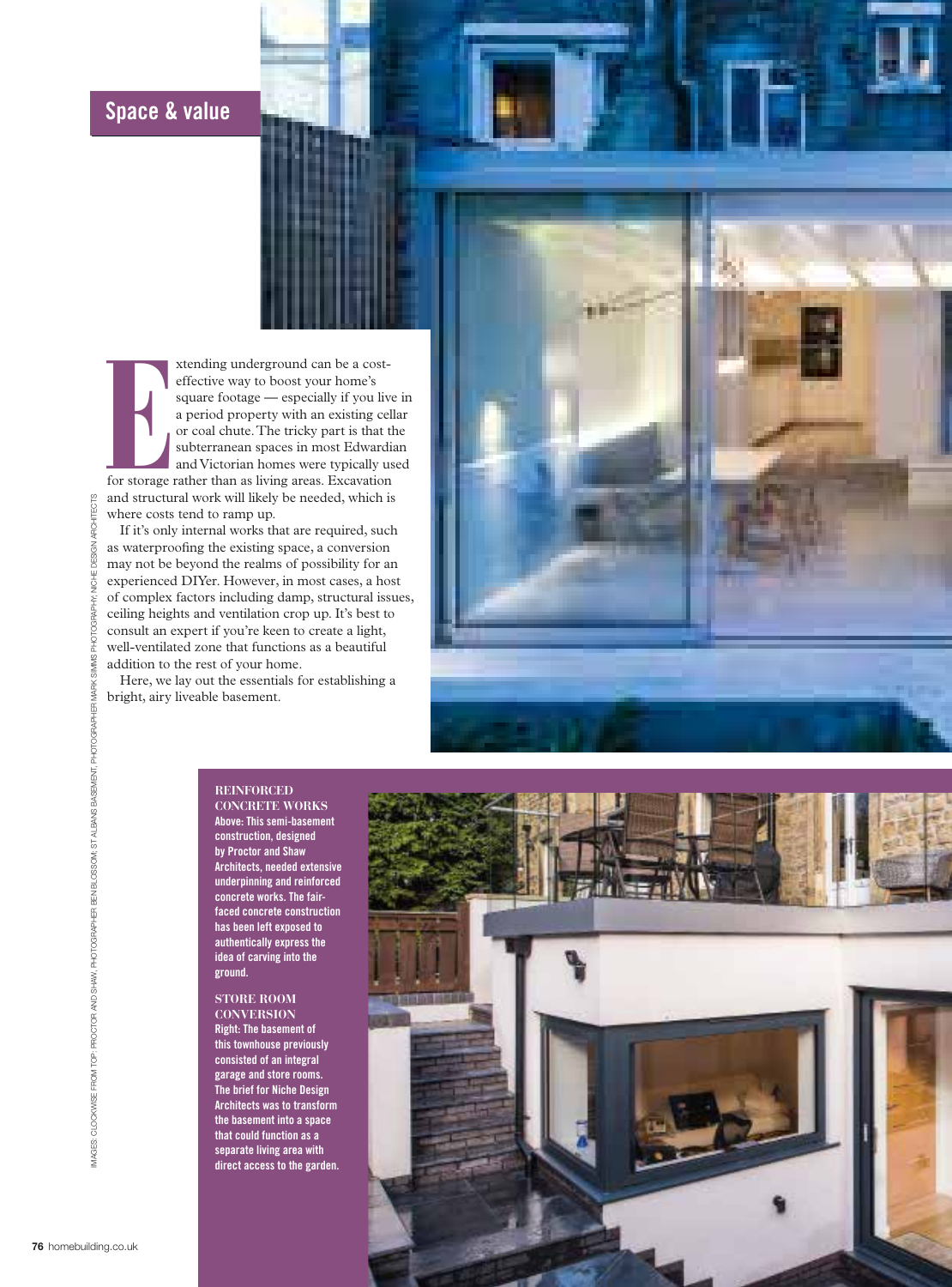## Space & value

Extending underground can be a cost-effective way to boost your home's square footage — especially if you live in a period property with an existing cellar or coal chute. The tricky part is that the subterranean spaces in most Edwardian and Victorian homes were typically used for storage rather than as living areas. Excavation and structural work will likely be needed, which is where costs tend to ramp up.

If it's only internal works that are required, such as waterproofing the existing space, a conversion may not be beyond the realms of possibility for an experienced DIYer. However, in most cases, a host of complex factors including damp, structural issues, ceiling heights and ventilation crop up. It's best to consult an expert if you're keen to create a light, well-ventilated zone that functions as a beautiful addition to the rest of your home.

Here, we lay out the essentials for establishing a bright, airy liveable basement.

IMAGES: CLOCKWISE FROM TOP: PROCTOR AND SHAW; PHOTOGRAPHER BEN BLOSSOM; ST ALBANS BASEMENT; PHOTOGRAPHER MARK SIMMS PHOTOGRAPHY; NICHE DESIGN ARCHITECTS

**REINFORCED CONCRETE WORKS**
**Above: This semi-basement construction, designed by Proctor and Shaw Architects, needed extensive underpinning and reinforced concrete works. The fair-faced concrete construction has been left exposed to authentically express the idea of carving into the ground.**

**STORE ROOM CONVERSION**
**Right: The basement of this townhouse previously consisted of an integral garage and store rooms. The brief for Niche Design Architects was to transform the basement into a space that could function as a separate living area with direct access to the garden.**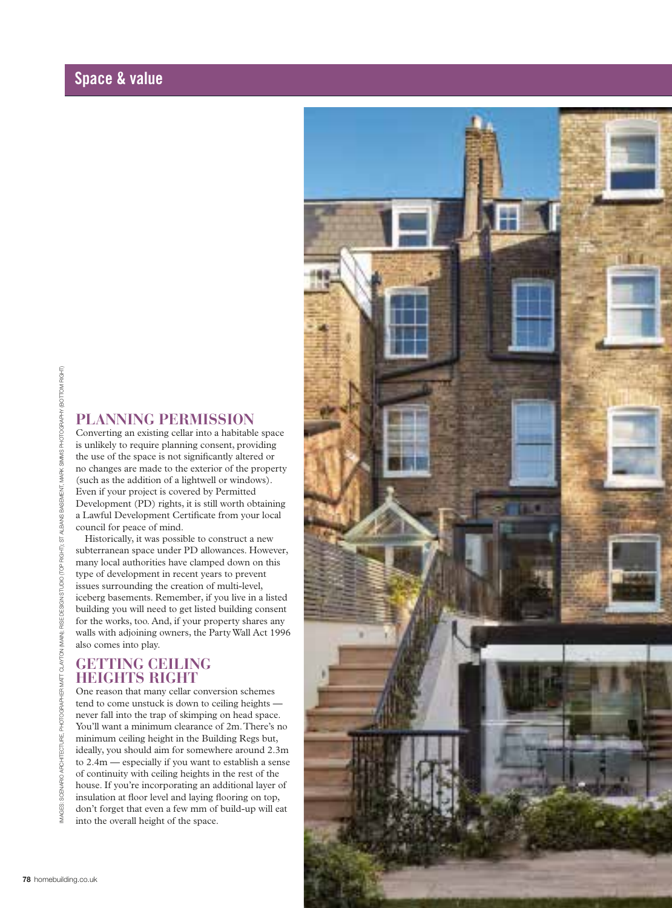## PLANNING PERMISSION

Converting an existing cellar into a habitable space is unlikely to require planning consent, providing the use of the space is not significantly altered or no changes are made to the exterior of the property (such as the addition of a lightwell or windows). Even if your project is covered by Permitted Development (PD) rights, it is still worth obtaining a Lawful Development Certificate from your local council for peace of mind.

Historically, it was possible to construct a new subterranean space under PD allowances. However, many local authorities have clamped down on this type of development in recent years to prevent issues surrounding the creation of multi-level, iceberg basements. Remember, if you live in a listed building you will need to get listed building consent for the works, too. And, if your property shares any walls with adjoining owners, the Party Wall Act 1996 also comes into play.

## GETTING CEILING HEIGHTS RIGHT

One reason that many cellar conversion schemes tend to come unstuck is down to ceiling heights — never fall into the trap of skimping on head space. You'll want a minimum clearance of 2m. There's no minimum ceiling height in the Building Regs but, ideally, you should aim for somewhere around 2.3m to 2.4m — especially if you want to establish a sense of continuity with ceiling heights in the rest of the house. If you're incorporating an additional layer of insulation at floor level and laying flooring on top, don't forget that even a few mm of build-up will eat into the overall height of the space.

IMAGES: SCENARIO ARCHITECTURE, PHOTOGRAPHER MATT CLAYTON (MAIN); RISE DESIGN STUDIO (TOP RIGHT); ST ALBANS BASEMENT, MARK SIMMS PHOTOGRAPHY (BOTTOM RIGHT)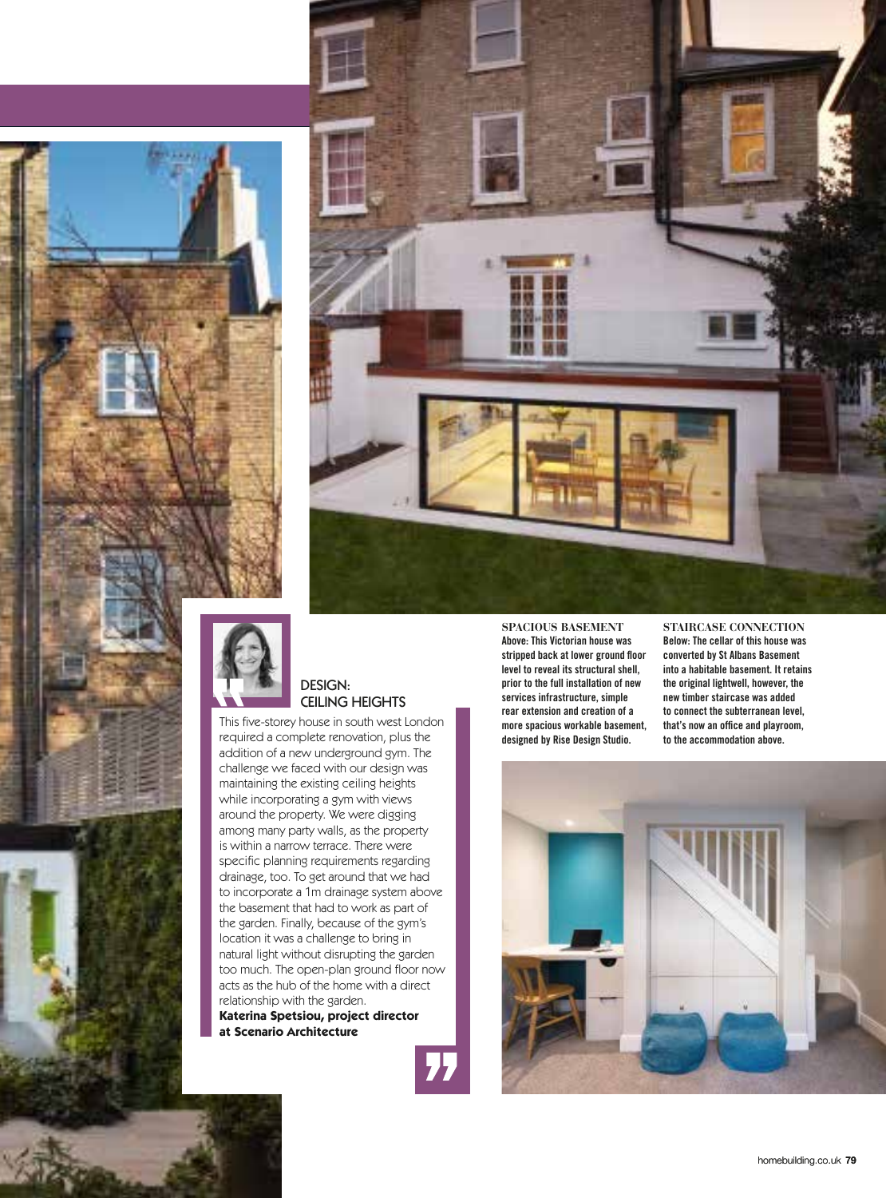## DESIGN: CEILING HEIGHTS

This five-storey house in south west London required a complete renovation, plus the addition of a new underground gym. The challenge we faced with our design was maintaining the existing ceiling heights while incorporating a gym with views around the property. We were digging among many party walls, as the property is within a narrow terrace. There were specific planning requirements regarding drainage, too. To get around that we had to incorporate a 1m drainage system above the basement that had to work as part of the garden. Finally, because of the gym's location it was a challenge to bring in natural light without disrupting the garden too much. The open-plan ground floor now acts as the hub of the home with a direct relationship with the garden.

**Katerina Spetsiou, project director at Scenario Architecture**

**SPACIOUS BASEMENT**
Above: This Victorian house was stripped back at lower ground floor level to reveal its structural shell, prior to the full installation of new services infrastructure, simple rear extension and creation of a more spacious workable basement, designed by Rise Design Studio.

**STAIRCASE CONNECTION**
Below: The cellar of this house was converted by St Albans Basement into a habitable basement. It retains the original lightwell, however, the new timber staircase was added to connect the subterranean level, that's now an office and playroom, to the accommodation above.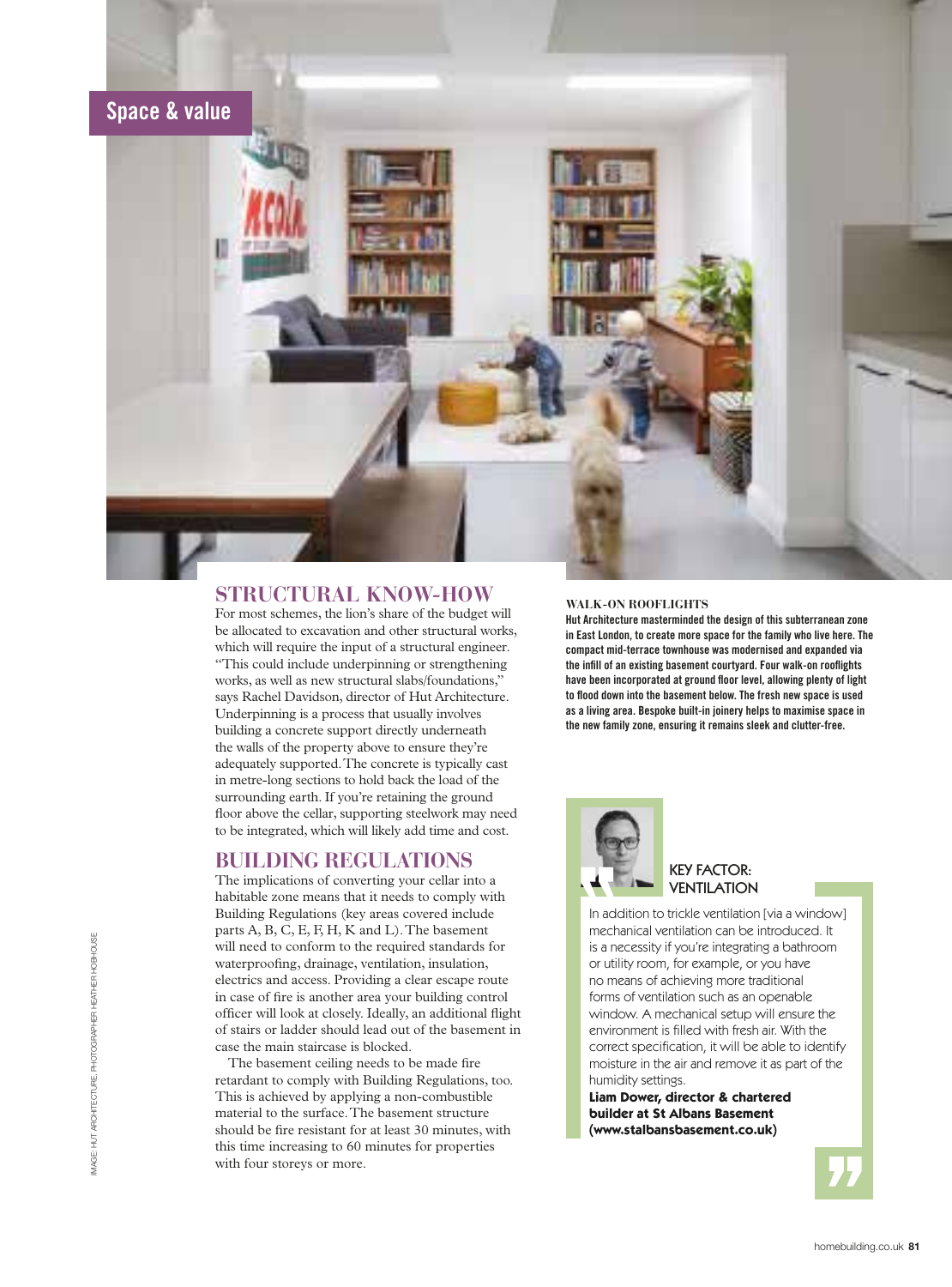Space & value

## STRUCTURAL KNOW-HOW

For most schemes, the lion's share of the budget will be allocated to excavation and other structural works, which will require the input of a structural engineer. "This could include underpinning or strengthening works, as well as new structural slabs/foundations," says Rachel Davidson, director of Hut Architecture. Underpinning is a process that usually involves building a concrete support directly underneath the walls of the property above to ensure they're adequately supported. The concrete is typically cast in metre-long sections to hold back the load of the surrounding earth. If you're retaining the ground floor above the cellar, supporting steelwork may need to be integrated, which will likely add time and cost.

## BUILDING REGULATIONS

The implications of converting your cellar into a habitable zone means that it needs to comply with Building Regulations (key areas covered include parts A, B, C, E, F, H, K and L). The basement will need to conform to the required standards for waterproofing, drainage, ventilation, insulation, electrics and access. Providing a clear escape route in case of fire is another area your building control officer will look at closely. Ideally, an additional flight of stairs or ladder should lead out of the basement in case the main staircase is blocked.

The basement ceiling needs to be made fire retardant to comply with Building Regulations, too. This is achieved by applying a non-combustible material to the surface. The basement structure should be fire resistant for at least 30 minutes, with this time increasing to 60 minutes for properties with four storeys or more.

**WALK-ON ROOFLIGHTS**

**Hut Architecture masterminded the design of this subterranean zone in East London, to create more space for the family who live here. The compact mid-terrace townhouse was modernised and expanded via the infill of an existing basement courtyard. Four walk-on rooflights have been incorporated at ground floor level, allowing plenty of light to flood down into the basement below. The fresh new space is used as a living area. Bespoke built-in joinery helps to maximise space in the new family zone, ensuring it remains sleek and clutter-free.**

### KEY FACTOR: VENTILATION

In addition to trickle ventilation [via a window] mechanical ventilation can be introduced. It is a necessity if you're integrating a bathroom or utility room, for example, or you have no means of achieving more traditional forms of ventilation such as an openable window. A mechanical setup will ensure the environment is filled with fresh air. With the correct specification, it will be able to identify moisture in the air and remove it as part of the humidity settings.

**Liam Dower, director & chartered builder at St Albans Basement (www.stalbansbasement.co.uk)**

IMAGE: HUT ARCHITECTURE, PHOTOGRAPHER HEATHER HOBHOUSE